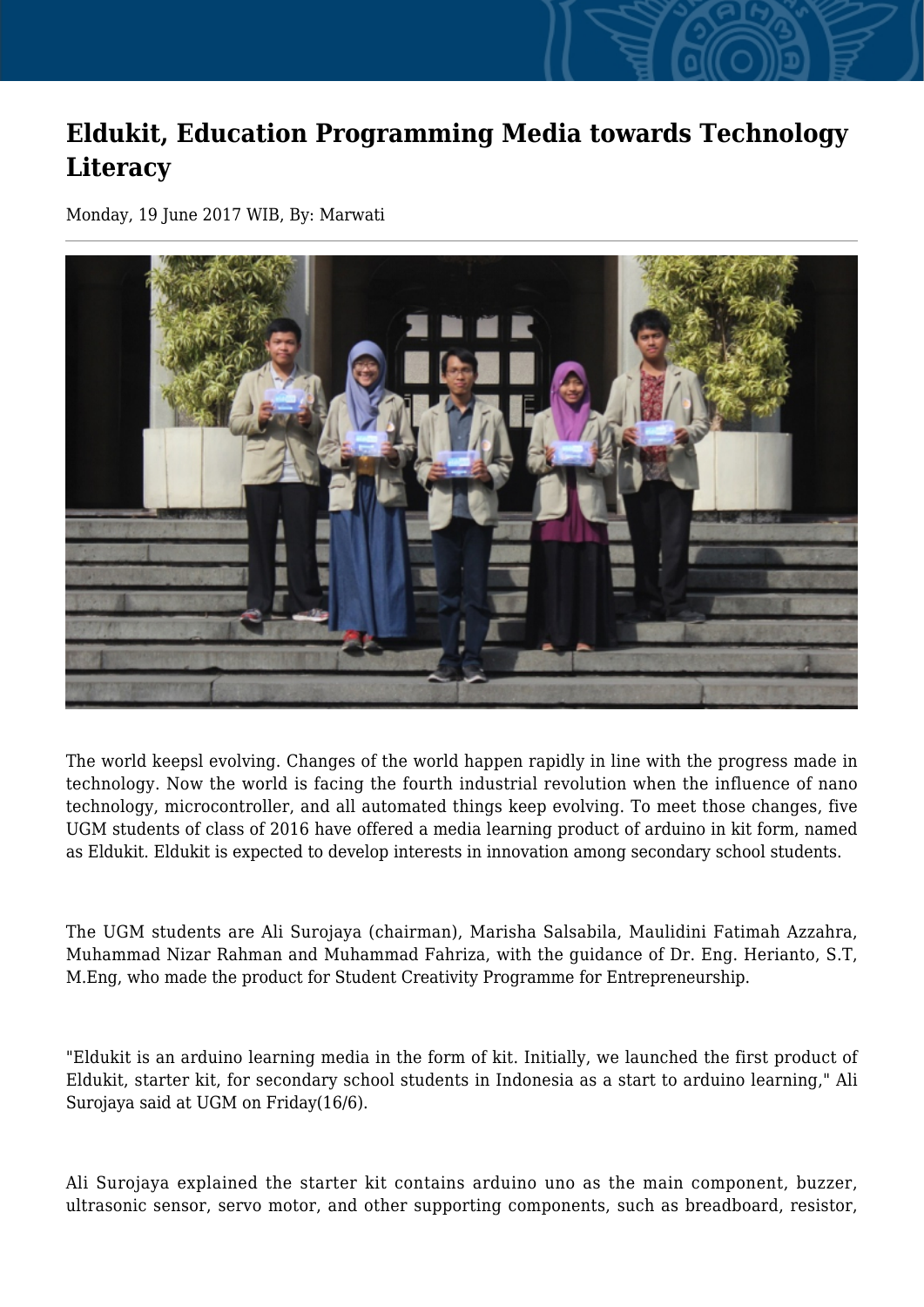# Eldukit, Education Programming Media towards Technology Literacy

Monday, 19 June 2017 WIB, By: Marwati

The world keepsl evolving. Changes of the world happen rapidly in line with the progress made in technology. Now the world is facing the fourth industrial revolution when the influence of nano technology, microcontroller, and all automated things keep evolving. To meet those changes, five UGM students of class of 2016 have offered a media learning product of arduino in kit form, named as Eldukit. Eldukit is expected to develop interests in innovation among secondary school students.

The UGM students are Ali Surojaya (chairman), Marisha Salsabila, Maulidini Fatimah Azzahra, Muhammad Nizar Rahman and Muhammad Fahriza, with the guidance of Dr. Eng. Herianto, S.T, M.Eng, who made the product for Student Creativity Programme for Entrepreneurship.

"Eldukit is an arduino learning media in the form of kit. Initially, we launched the first product of Eldukit, starter kit, for secondary school students in Indonesia as a start to arduino learning," Ali Surojaya said at UGM on Friday(16/6).

Ali Surojaya explained the starter kit contains arduino uno as the main component, buzzer, ultrasonic sensor, servo motor, and other supporting components, such as breadboard, resistor,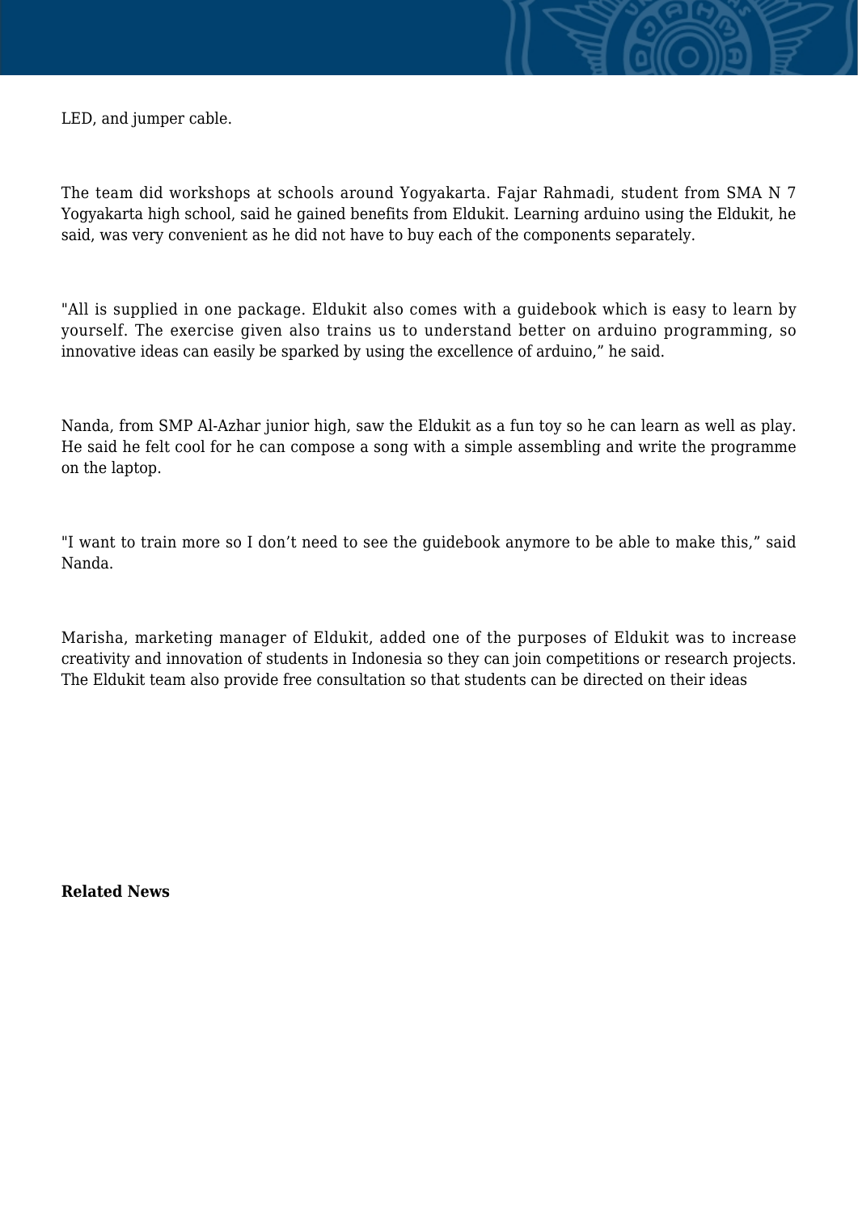LED, and jumper cable.

The team did workshops at schools around Yogyakarta. Fajar Rahmadi, student from SMA N 7 Yogyakarta high school, said he gained benefits from Eldukit. Learning arduino using the Eldukit, he said, was very convenient as he did not have to buy each of the components separately.

"All is supplied in one package. Eldukit also comes with a guidebook which is easy to learn by yourself. The exercise given also trains us to understand better on arduino programming, so innovative ideas can easily be sparked by using the excellence of arduino," he said.

Nanda, from SMP Al-Azhar junior high, saw the Eldukit as a fun toy so he can learn as well as play. He said he felt cool for he can compose a song with a simple assembling and write the programme on the laptop.

"I want to train more so I don't need to see the guidebook anymore to be able to make this," said Nanda.

Marisha, marketing manager of Eldukit, added one of the purposes of Eldukit was to increase creativity and innovation of students in Indonesia so they can join competitions or research projects. The Eldukit team also provide free consultation so that students can be directed on their ideas

**Related News**